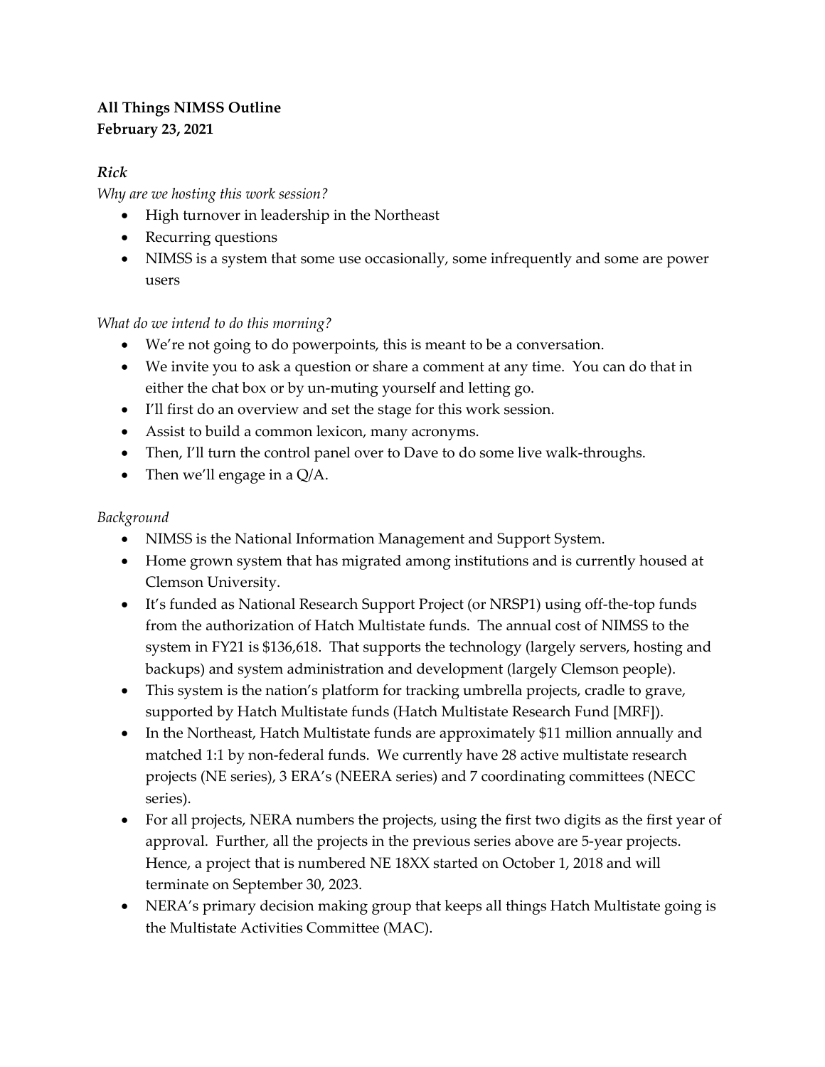**All Things NIMSS Outline**
**February 23, 2021**

***Rick***

*Why are we hosting this work session?*

- High turnover in leadership in the Northeast
- Recurring questions
- NIMSS is a system that some use occasionally, some infrequently and some are power users

*What do we intend to do this morning?*

- We're not going to do powerpoints, this is meant to be a conversation.
- We invite you to ask a question or share a comment at any time. You can do that in either the chat box or by un-muting yourself and letting go.
- I'll first do an overview and set the stage for this work session.
- Assist to build a common lexicon, many acronyms.
- Then, I'll turn the control panel over to Dave to do some live walk-throughs.
- Then we'll engage in a Q/A.

*Background*

- NIMSS is the National Information Management and Support System.
- Home grown system that has migrated among institutions and is currently housed at Clemson University.
- It's funded as National Research Support Project (or NRSP1) using off-the-top funds from the authorization of Hatch Multistate funds. The annual cost of NIMSS to the system in FY21 is $136,618. That supports the technology (largely servers, hosting and backups) and system administration and development (largely Clemson people).
- This system is the nation's platform for tracking umbrella projects, cradle to grave, supported by Hatch Multistate funds (Hatch Multistate Research Fund [MRF]).
- In the Northeast, Hatch Multistate funds are approximately $11 million annually and matched 1:1 by non-federal funds. We currently have 28 active multistate research projects (NE series), 3 ERA's (NEERA series) and 7 coordinating committees (NECC series).
- For all projects, NERA numbers the projects, using the first two digits as the first year of approval. Further, all the projects in the previous series above are 5-year projects. Hence, a project that is numbered NE 18XX started on October 1, 2018 and will terminate on September 30, 2023.
- NERA's primary decision making group that keeps all things Hatch Multistate going is the Multistate Activities Committee (MAC).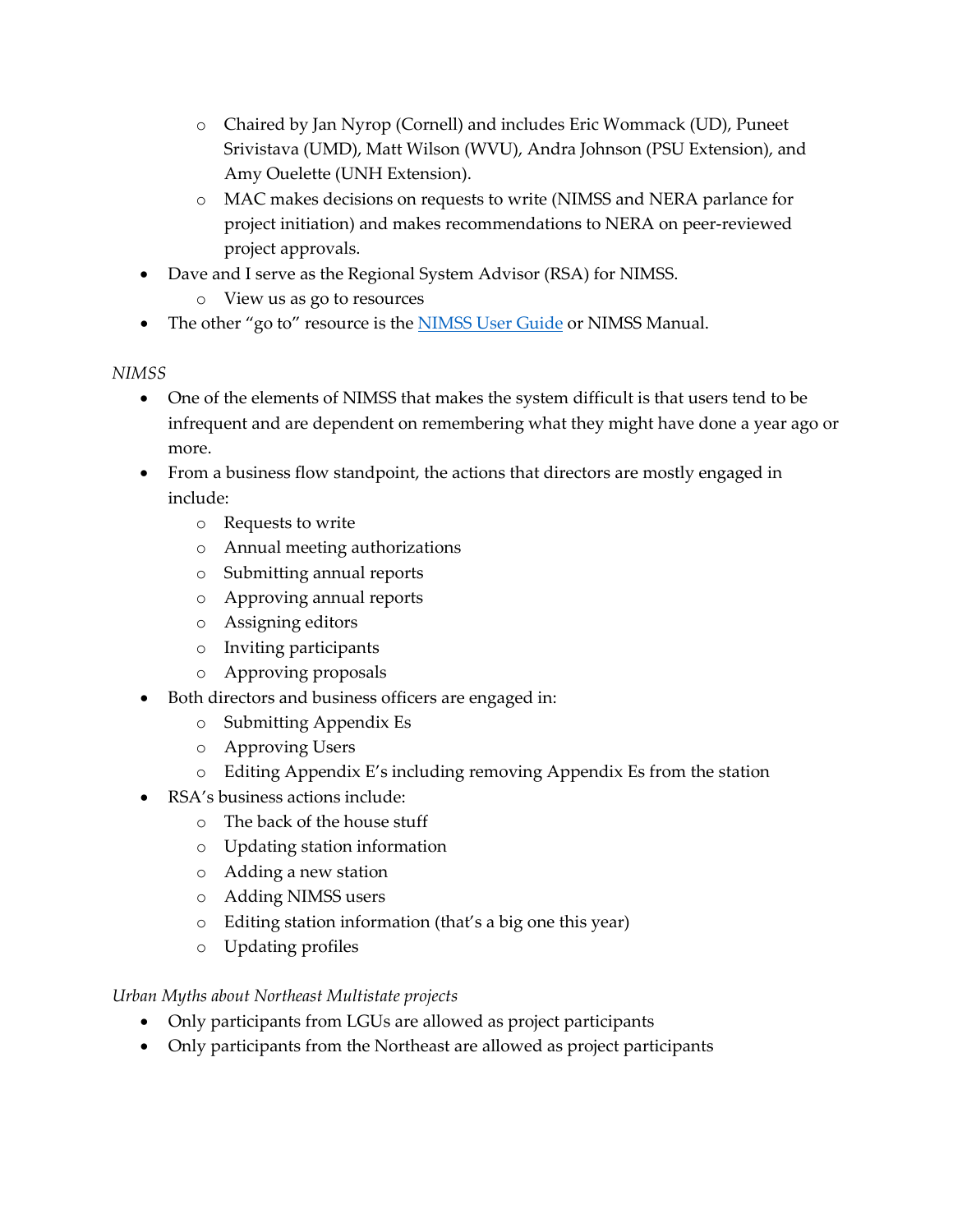- Chaired by Jan Nyrop (Cornell) and includes Eric Wommack (UD), Puneet Srivistava (UMD), Matt Wilson (WVU), Andra Johnson (PSU Extension), and Amy Ouelette (UNH Extension).
  - MAC makes decisions on requests to write (NIMSS and NERA parlance for project initiation) and makes recommendations to NERA on peer-reviewed project approvals.
- Dave and I serve as the Regional System Advisor (RSA) for NIMSS.
  - View us as go to resources
- The other "go to" resource is the [NIMSS User Guide]() or NIMSS Manual.

*NIMSS*

- One of the elements of NIMSS that makes the system difficult is that users tend to be infrequent and are dependent on remembering what they might have done a year ago or more.
- From a business flow standpoint, the actions that directors are mostly engaged in include:
  - Requests to write
  - Annual meeting authorizations
  - Submitting annual reports
  - Approving annual reports
  - Assigning editors
  - Inviting participants
  - Approving proposals
- Both directors and business officers are engaged in:
  - Submitting Appendix Es
  - Approving Users
  - Editing Appendix E's including removing Appendix Es from the station
- RSA's business actions include:
  - The back of the house stuff
  - Updating station information
  - Adding a new station
  - Adding NIMSS users
  - Editing station information (that's a big one this year)
  - Updating profiles

*Urban Myths about Northeast Multistate projects*

- Only participants from LGUs are allowed as project participants
- Only participants from the Northeast are allowed as project participants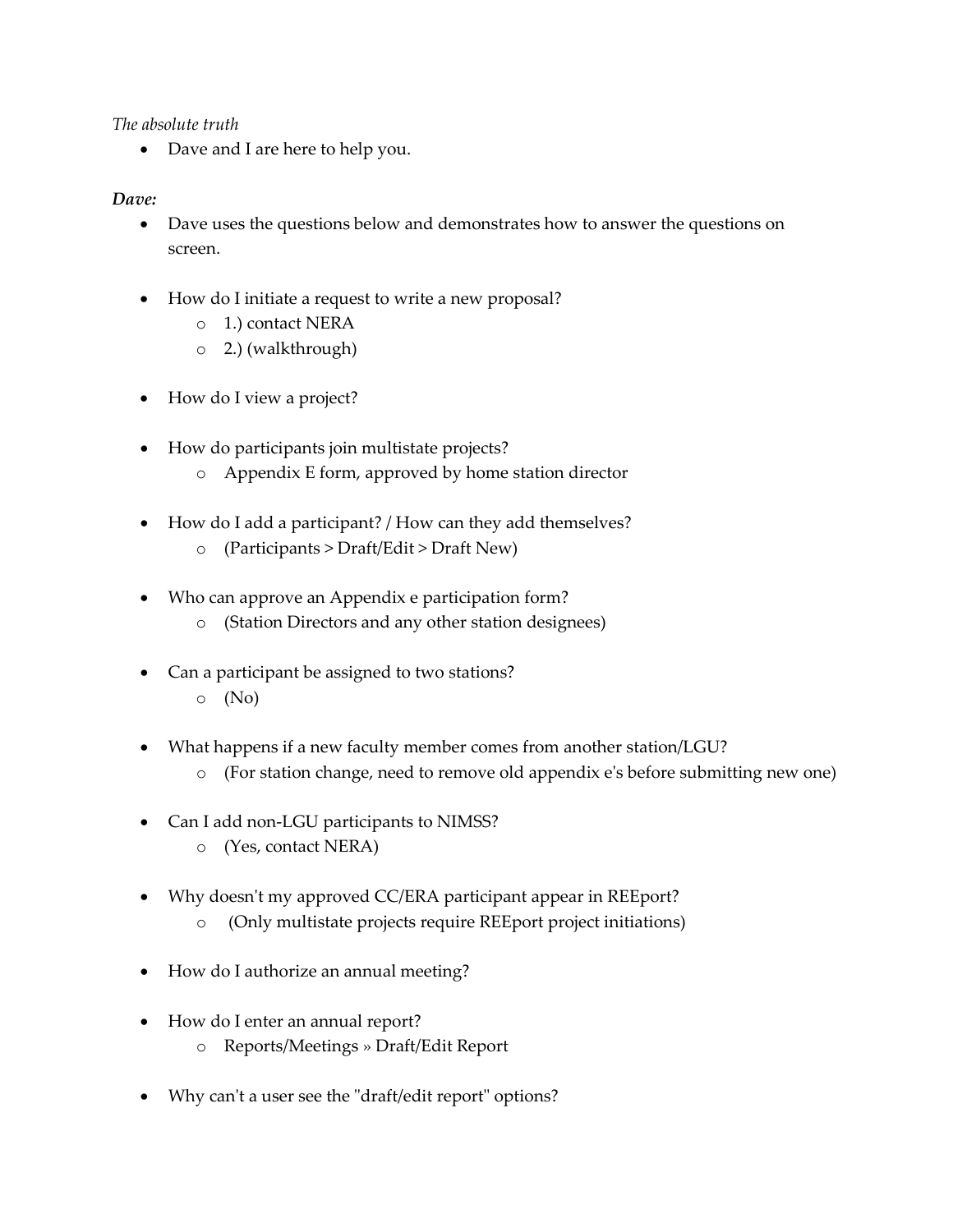*The absolute truth*

- Dave and I are here to help you.

***Dave:***

- Dave uses the questions below and demonstrates how to answer the questions on screen.

- How do I initiate a request to write a new proposal?
  - 1.) contact NERA
  - 2.) (walkthrough)

- How do I view a project?

- How do participants join multistate projects?
  - Appendix E form, approved by home station director

- How do I add a participant? / How can they add themselves?
  - (Participants > Draft/Edit > Draft New)

- Who can approve an Appendix e participation form?
  - (Station Directors and any other station designees)

- Can a participant be assigned to two stations?
  - (No)

- What happens if a new faculty member comes from another station/LGU?
  - (For station change, need to remove old appendix e's before submitting new one)

- Can I add non-LGU participants to NIMSS?
  - (Yes, contact NERA)

- Why doesn't my approved CC/ERA participant appear in REEport?
  - (Only multistate projects require REEport project initiations)

- How do I authorize an annual meeting?

- How do I enter an annual report?
  - Reports/Meetings » Draft/Edit Report

- Why can't a user see the "draft/edit report" options?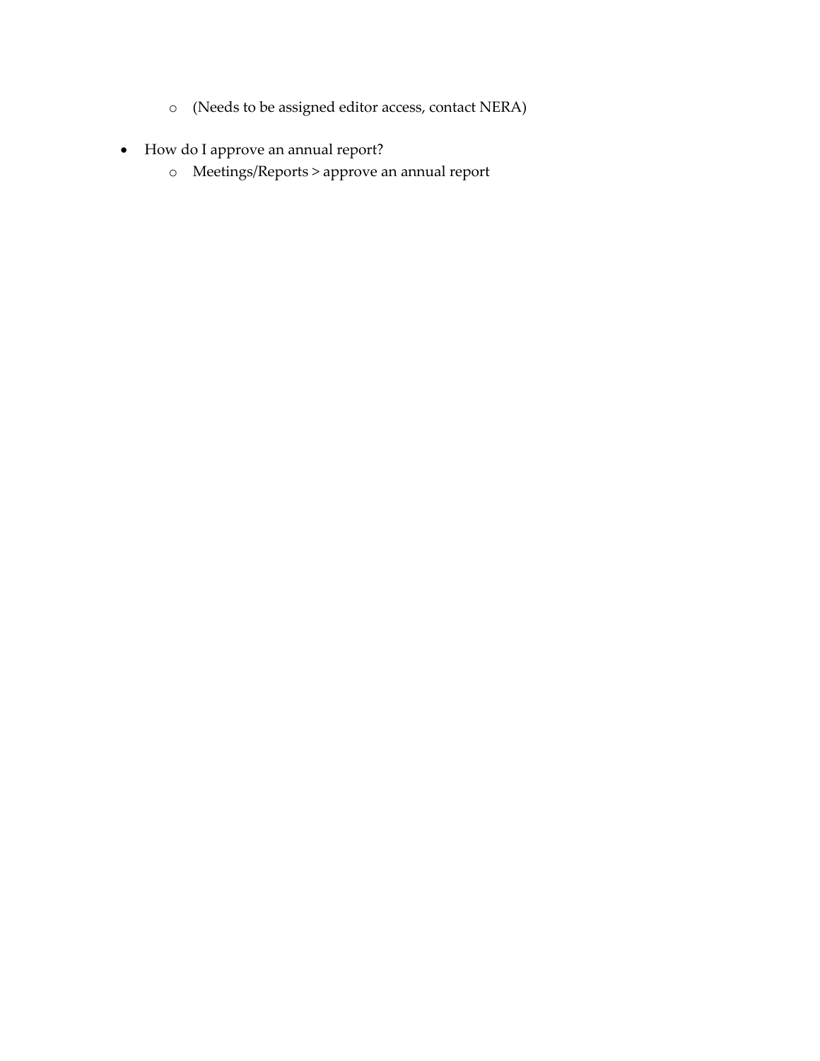- (Needs to be assigned editor access, contact NERA)

- How do I approve an annual report?
    - Meetings/Reports > approve an annual report